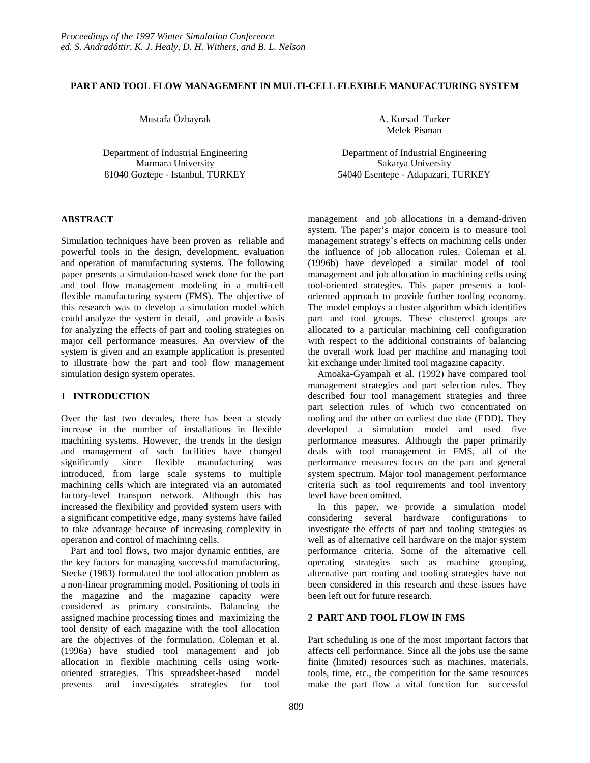*Proceedings of the 1997 Winter Simulation Conference*
*ed. S. Andradóttir, K. J. Healy, D. H. Withers, and B. L. Nelson*

# PART AND TOOL FLOW MANAGEMENT IN MULTI-CELL FLEXIBLE MANUFACTURING SYSTEM

Mustafa Özbayrak

Department of Industrial Engineering
Marmara University
81040 Goztepe - Istanbul, TURKEY

A. Kursad Turker
Melek Pisman

Department of Industrial Engineering
Sakarya University
54040 Esentepe - Adapazari, TURKEY

## ABSTRACT

Simulation techniques have been proven as reliable and powerful tools in the design, development, evaluation and operation of manufacturing systems. The following paper presents a simulation-based work done for the part and tool flow management modeling in a multi-cell flexible manufacturing system (FMS). The objective of this research was to develop a simulation model which could analyze the system in detail, and provide a basis for analyzing the effects of part and tooling strategies on major cell performance measures. An overview of the system is given and an example application is presented to illustrate how the part and tool flow management simulation design system operates.

## 1 INTRODUCTION

Over the last two decades, there has been a steady increase in the number of installations in flexible machining systems. However, the trends in the design and management of such facilities have changed significantly since flexible manufacturing was introduced, from large scale systems to multiple machining cells which are integrated via an automated factory-level transport network. Although this has increased the flexibility and provided system users with a significant competitive edge, many systems have failed to take advantage because of increasing complexity in operation and control of machining cells.

Part and tool flows, two major dynamic entities, are the key factors for managing successful manufacturing. Stecke (1983) formulated the tool allocation problem as a non-linear programming model. Positioning of tools in the magazine and the magazine capacity were considered as primary constraints. Balancing the assigned machine processing times and maximizing the tool density of each magazine with the tool allocation are the objectives of the formulation. Coleman et al. (1996a) have studied tool management and job allocation in flexible machining cells using work-oriented strategies. This spreadsheet-based model presents and investigates strategies for tool management and job allocations in a demand-driven system. The paper's major concern is to measure tool management strategy`s effects on machining cells under the influence of job allocation rules. Coleman et al. (1996b) have developed a similar model of tool management and job allocation in machining cells using tool-oriented strategies. This paper presents a tool-oriented approach to provide further tooling economy. The model employs a cluster algorithm which identifies part and tool groups. These clustered groups are allocated to a particular machining cell configuration with respect to the additional constraints of balancing the overall work load per machine and managing tool kit exchange under limited tool magazine capacity.

Amoaka-Gyampah et al. (1992) have compared tool management strategies and part selection rules. They described four tool management strategies and three part selection rules of which two concentrated on tooling and the other on earliest due date (EDD). They developed a simulation model and used five performance measures. Although the paper primarily deals with tool management in FMS, all of the performance measures focus on the part and general system spectrum. Major tool management performance criteria such as tool requirements and tool inventory level have been omitted.

In this paper, we provide a simulation model considering several hardware configurations to investigate the effects of part and tooling strategies as well as of alternative cell hardware on the major system performance criteria. Some of the alternative cell operating strategies such as machine grouping, alternative part routing and tooling strategies have not been considered in this research and these issues have been left out for future research.

## 2 PART AND TOOL FLOW IN FMS

Part scheduling is one of the most important factors that affects cell performance. Since all the jobs use the same finite (limited) resources such as machines, materials, tools, time, etc., the competition for the same resources make the part flow a vital function for successful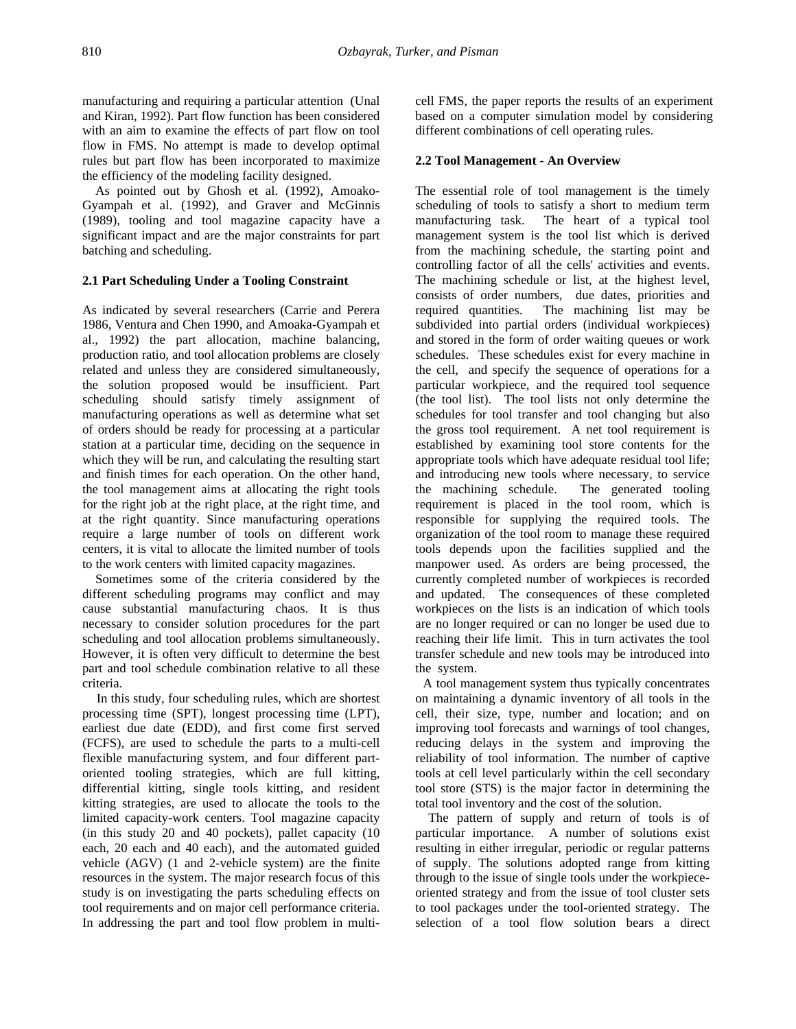manufacturing and requiring a particular attention (Unal and Kiran, 1992). Part flow function has been considered with an aim to examine the effects of part flow on tool flow in FMS. No attempt is made to develop optimal rules but part flow has been incorporated to maximize the efficiency of the modeling facility designed.

As pointed out by Ghosh et al. (1992), Amoako-Gyampah et al. (1992), and Graver and McGinnis (1989), tooling and tool magazine capacity have a significant impact and are the major constraints for part batching and scheduling.

### 2.1 Part Scheduling Under a Tooling Constraint

As indicated by several researchers (Carrie and Perera 1986, Ventura and Chen 1990, and Amoaka-Gyampah et al., 1992) the part allocation, machine balancing, production ratio, and tool allocation problems are closely related and unless they are considered simultaneously, the solution proposed would be insufficient. Part scheduling should satisfy timely assignment of manufacturing operations as well as determine what set of orders should be ready for processing at a particular station at a particular time, deciding on the sequence in which they will be run, and calculating the resulting start and finish times for each operation. On the other hand, the tool management aims at allocating the right tools for the right job at the right place, at the right time, and at the right quantity. Since manufacturing operations require a large number of tools on different work centers, it is vital to allocate the limited number of tools to the work centers with limited capacity magazines.

Sometimes some of the criteria considered by the different scheduling programs may conflict and may cause substantial manufacturing chaos. It is thus necessary to consider solution procedures for the part scheduling and tool allocation problems simultaneously. However, it is often very difficult to determine the best part and tool schedule combination relative to all these criteria.

In this study, four scheduling rules, which are shortest processing time (SPT), longest processing time (LPT), earliest due date (EDD), and first come first served (FCFS), are used to schedule the parts to a multi-cell flexible manufacturing system, and four different part-oriented tooling strategies, which are full kitting, differential kitting, single tools kitting, and resident kitting strategies, are used to allocate the tools to the limited capacity-work centers. Tool magazine capacity (in this study 20 and 40 pockets), pallet capacity (10 each, 20 each and 40 each), and the automated guided vehicle (AGV) (1 and 2-vehicle system) are the finite resources in the system. The major research focus of this study is on investigating the parts scheduling effects on tool requirements and on major cell performance criteria. In addressing the part and tool flow problem in multi-cell FMS, the paper reports the results of an experiment based on a computer simulation model by considering different combinations of cell operating rules.

### 2.2 Tool Management - An Overview

The essential role of tool management is the timely scheduling of tools to satisfy a short to medium term manufacturing task. The heart of a typical tool management system is the tool list which is derived from the machining schedule, the starting point and controlling factor of all the cells' activities and events. The machining schedule or list, at the highest level, consists of order numbers, due dates, priorities and required quantities. The machining list may be subdivided into partial orders (individual workpieces) and stored in the form of order waiting queues or work schedules. These schedules exist for every machine in the cell, and specify the sequence of operations for a particular workpiece, and the required tool sequence (the tool list). The tool lists not only determine the schedules for tool transfer and tool changing but also the gross tool requirement. A net tool requirement is established by examining tool store contents for the appropriate tools which have adequate residual tool life; and introducing new tools where necessary, to service the machining schedule. The generated tooling requirement is placed in the tool room, which is responsible for supplying the required tools. The organization of the tool room to manage these required tools depends upon the facilities supplied and the manpower used. As orders are being processed, the currently completed number of workpieces is recorded and updated. The consequences of these completed workpieces on the lists is an indication of which tools are no longer required or can no longer be used due to reaching their life limit. This in turn activates the tool transfer schedule and new tools may be introduced into the system.

A tool management system thus typically concentrates on maintaining a dynamic inventory of all tools in the cell, their size, type, number and location; and on improving tool forecasts and warnings of tool changes, reducing delays in the system and improving the reliability of tool information. The number of captive tools at cell level particularly within the cell secondary tool store (STS) is the major factor in determining the total tool inventory and the cost of the solution.

The pattern of supply and return of tools is of particular importance. A number of solutions exist resulting in either irregular, periodic or regular patterns of supply. The solutions adopted range from kitting through to the issue of single tools under the workpiece-oriented strategy and from the issue of tool cluster sets to tool packages under the tool-oriented strategy. The selection of a tool flow solution bears a direct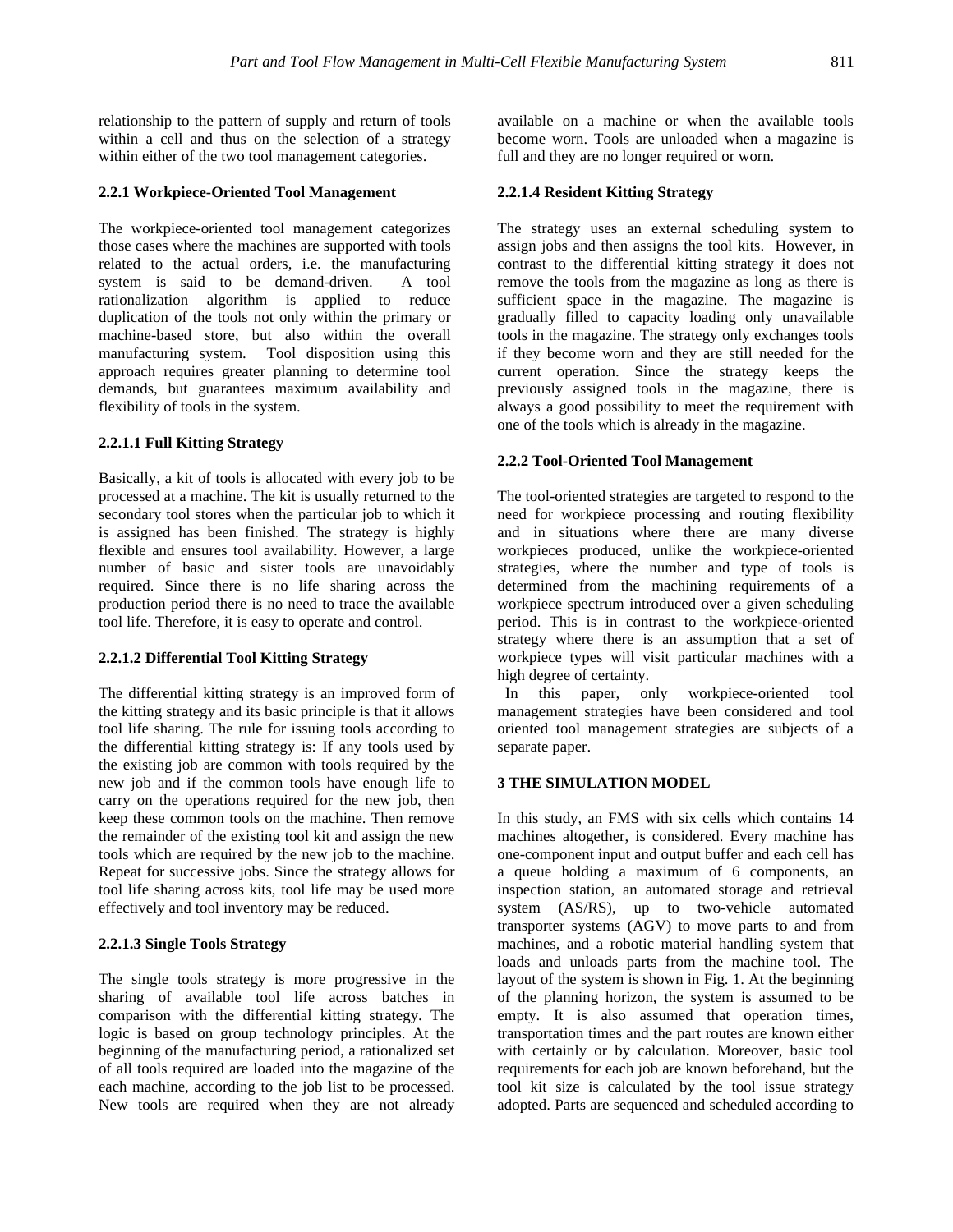relationship to the pattern of supply and return of tools within a cell and thus on the selection of a strategy within either of the two tool management categories.

### 2.2.1 Workpiece-Oriented Tool Management

The workpiece-oriented tool management categorizes those cases where the machines are supported with tools related to the actual orders, i.e. the manufacturing system is said to be demand-driven. A tool rationalization algorithm is applied to reduce duplication of the tools not only within the primary or machine-based store, but also within the overall manufacturing system. Tool disposition using this approach requires greater planning to determine tool demands, but guarantees maximum availability and flexibility of tools in the system.

#### 2.2.1.1 Full Kitting Strategy

Basically, a kit of tools is allocated with every job to be processed at a machine. The kit is usually returned to the secondary tool stores when the particular job to which it is assigned has been finished. The strategy is highly flexible and ensures tool availability. However, a large number of basic and sister tools are unavoidably required. Since there is no life sharing across the production period there is no need to trace the available tool life. Therefore, it is easy to operate and control.

#### 2.2.1.2 Differential Tool Kitting Strategy

The differential kitting strategy is an improved form of the kitting strategy and its basic principle is that it allows tool life sharing. The rule for issuing tools according to the differential kitting strategy is: If any tools used by the existing job are common with tools required by the new job and if the common tools have enough life to carry on the operations required for the new job, then keep these common tools on the machine. Then remove the remainder of the existing tool kit and assign the new tools which are required by the new job to the machine. Repeat for successive jobs. Since the strategy allows for tool life sharing across kits, tool life may be used more effectively and tool inventory may be reduced.

#### 2.2.1.3 Single Tools Strategy

The single tools strategy is more progressive in the sharing of available tool life across batches in comparison with the differential kitting strategy. The logic is based on group technology principles. At the beginning of the manufacturing period, a rationalized set of all tools required are loaded into the magazine of the each machine, according to the job list to be processed. New tools are required when they are not already available on a machine or when the available tools become worn. Tools are unloaded when a magazine is full and they are no longer required or worn.

#### 2.2.1.4 Resident Kitting Strategy

The strategy uses an external scheduling system to assign jobs and then assigns the tool kits. However, in contrast to the differential kitting strategy it does not remove the tools from the magazine as long as there is sufficient space in the magazine. The magazine is gradually filled to capacity loading only unavailable tools in the magazine. The strategy only exchanges tools if they become worn and they are still needed for the current operation. Since the strategy keeps the previously assigned tools in the magazine, there is always a good possibility to meet the requirement with one of the tools which is already in the magazine.

### 2.2.2 Tool-Oriented Tool Management

The tool-oriented strategies are targeted to respond to the need for workpiece processing and routing flexibility and in situations where there are many diverse workpieces produced, unlike the workpiece-oriented strategies, where the number and type of tools is determined from the machining requirements of a workpiece spectrum introduced over a given scheduling period. This is in contrast to the workpiece-oriented strategy where there is an assumption that a set of workpiece types will visit particular machines with a high degree of certainty.

In this paper, only workpiece-oriented tool management strategies have been considered and tool oriented tool management strategies are subjects of a separate paper.

## 3 THE SIMULATION MODEL

In this study, an FMS with six cells which contains 14 machines altogether, is considered. Every machine has one-component input and output buffer and each cell has a queue holding a maximum of 6 components, an inspection station, an automated storage and retrieval system (AS/RS), up to two-vehicle automated transporter systems (AGV) to move parts to and from machines, and a robotic material handling system that loads and unloads parts from the machine tool. The layout of the system is shown in Fig. 1. At the beginning of the planning horizon, the system is assumed to be empty. It is also assumed that operation times, transportation times and the part routes are known either with certainly or by calculation. Moreover, basic tool requirements for each job are known beforehand, but the tool kit size is calculated by the tool issue strategy adopted. Parts are sequenced and scheduled according to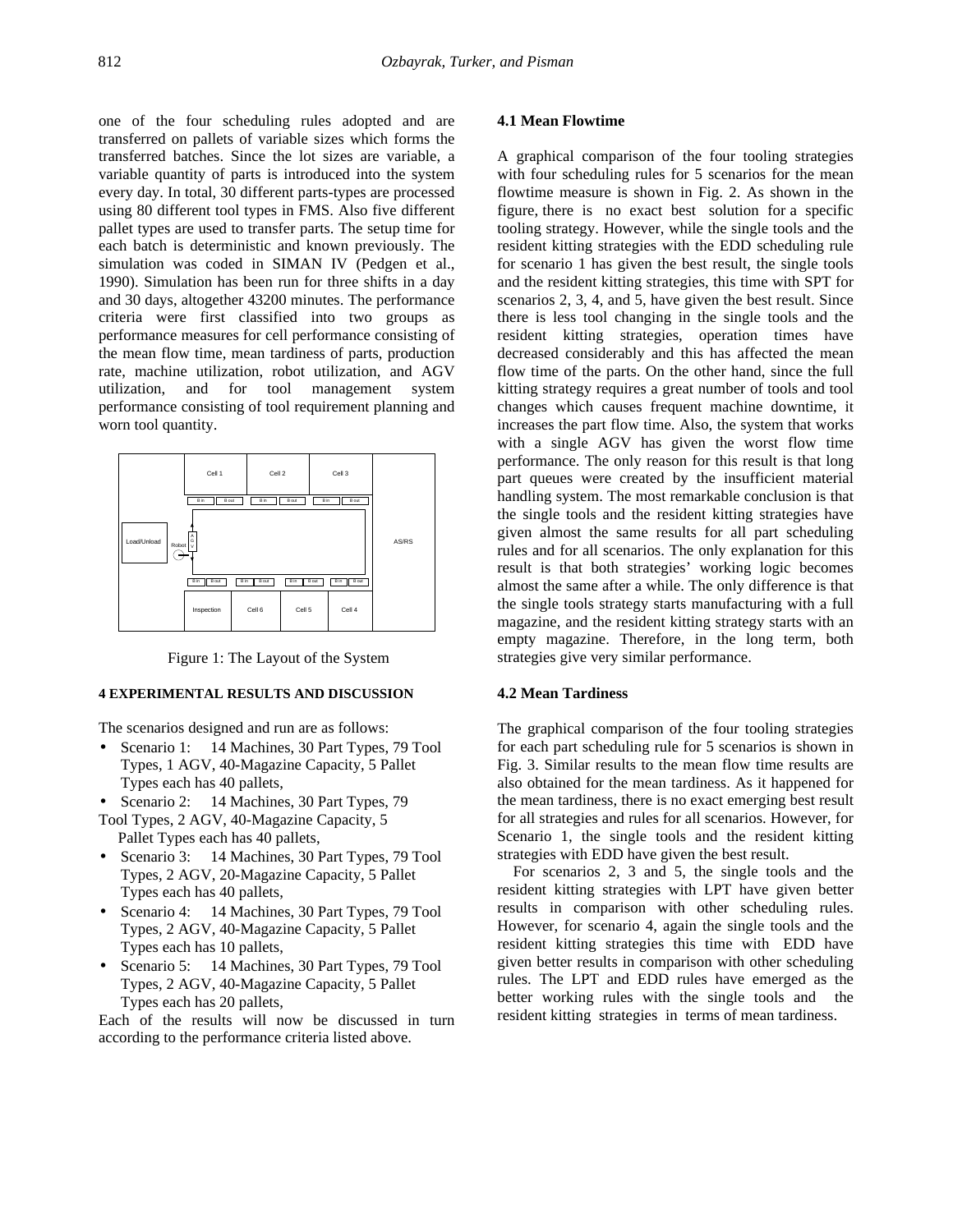one of the four scheduling rules adopted and are transferred on pallets of variable sizes which forms the transferred batches. Since the lot sizes are variable, a variable quantity of parts is introduced into the system every day. In total, 30 different parts-types are processed using 80 different tool types in FMS. Also five different pallet types are used to transfer parts. The setup time for each batch is deterministic and known previously. The simulation was coded in SIMAN IV (Pedgen et al., 1990). Simulation has been run for three shifts in a day and 30 days, altogether 43200 minutes. The performance criteria were first classified into two groups as performance measures for cell performance consisting of the mean flow time, mean tardiness of parts, production rate, machine utilization, robot utilization, and AGV utilization, and for tool management system performance consisting of tool requirement planning and worn tool quantity.

Figure 1: The Layout of the System

## 4 EXPERIMENTAL RESULTS AND DISCUSSION

The scenarios designed and run are as follows:

- Scenario 1: 14 Machines, 30 Part Types, 79 Tool Types, 1 AGV, 40-Magazine Capacity, 5 Pallet Types each has 40 pallets,
- Scenario 2: 14 Machines, 30 Part Types, 79 Tool Types, 2 AGV, 40-Magazine Capacity, 5 Pallet Types each has 40 pallets,
- Scenario 3: 14 Machines, 30 Part Types, 79 Tool Types, 2 AGV, 20-Magazine Capacity, 5 Pallet Types each has 40 pallets,
- Scenario 4: 14 Machines, 30 Part Types, 79 Tool Types, 2 AGV, 40-Magazine Capacity, 5 Pallet Types each has 10 pallets,
- Scenario 5: 14 Machines, 30 Part Types, 79 Tool Types, 2 AGV, 40-Magazine Capacity, 5 Pallet Types each has 20 pallets,

Each of the results will now be discussed in turn according to the performance criteria listed above.

### 4.1 Mean Flowtime

A graphical comparison of the four tooling strategies with four scheduling rules for 5 scenarios for the mean flowtime measure is shown in Fig. 2. As shown in the figure, there is no exact best solution for a specific tooling strategy. However, while the single tools and the resident kitting strategies with the EDD scheduling rule for scenario 1 has given the best result, the single tools and the resident kitting strategies, this time with SPT for scenarios 2, 3, 4, and 5, have given the best result. Since there is less tool changing in the single tools and the resident kitting strategies, operation times have decreased considerably and this has affected the mean flow time of the parts. On the other hand, since the full kitting strategy requires a great number of tools and tool changes which causes frequent machine downtime, it increases the part flow time. Also, the system that works with a single AGV has given the worst flow time performance. The only reason for this result is that long part queues were created by the insufficient material handling system. The most remarkable conclusion is that the single tools and the resident kitting strategies have given almost the same results for all part scheduling rules and for all scenarios. The only explanation for this result is that both strategies' working logic becomes almost the same after a while. The only difference is that the single tools strategy starts manufacturing with a full magazine, and the resident kitting strategy starts with an empty magazine. Therefore, in the long term, both strategies give very similar performance.

### 4.2 Mean Tardiness

The graphical comparison of the four tooling strategies for each part scheduling rule for 5 scenarios is shown in Fig. 3. Similar results to the mean flow time results are also obtained for the mean tardiness. As it happened for the mean tardiness, there is no exact emerging best result for all strategies and rules for all scenarios. However, for Scenario 1, the single tools and the resident kitting strategies with EDD have given the best result.

For scenarios 2, 3 and 5, the single tools and the resident kitting strategies with LPT have given better results in comparison with other scheduling rules. However, for scenario 4, again the single tools and the resident kitting strategies this time with EDD have given better results in comparison with other scheduling rules. The LPT and EDD rules have emerged as the better working rules with the single tools and the resident kitting strategies in terms of mean tardiness.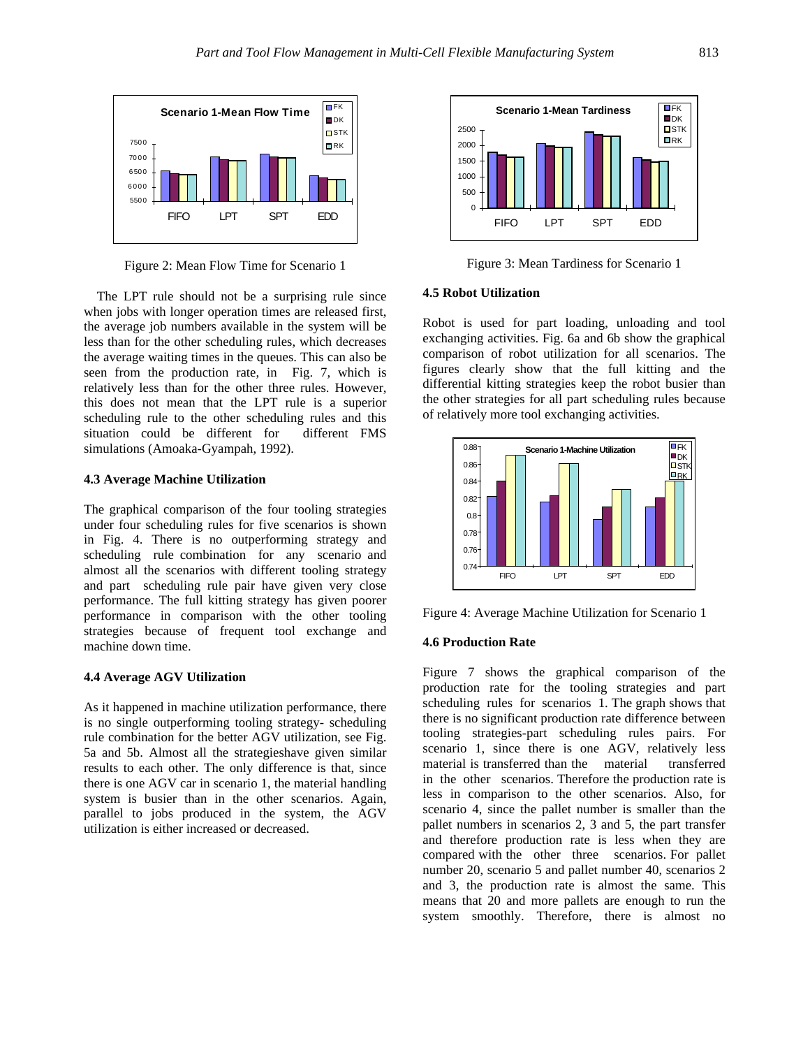Figure 2: Mean Flow Time for Scenario 1

The LPT rule should not be a surprising rule since when jobs with longer operation times are released first, the average job numbers available in the system will be less than for the other scheduling rules, which decreases the average waiting times in the queues. This can also be seen from the production rate, in Fig. 7, which is relatively less than for the other three rules. However, this does not mean that the LPT rule is a superior scheduling rule to the other scheduling rules and this situation could be different for different FMS simulations (Amoaka-Gyampah, 1992).

### 4.3 Average Machine Utilization

The graphical comparison of the four tooling strategies under four scheduling rules for five scenarios is shown in Fig. 4. There is no outperforming strategy and scheduling rule combination for any scenario and almost all the scenarios with different tooling strategy and part scheduling rule pair have given very close performance. The full kitting strategy has given poorer performance in comparison with the other tooling strategies because of frequent tool exchange and machine down time.

### 4.4 Average AGV Utilization

As it happened in machine utilization performance, there is no single outperforming tooling strategy- scheduling rule combination for the better AGV utilization, see Fig. 5a and 5b. Almost all the strategieshave given similar results to each other. The only difference is that, since there is one AGV car in scenario 1, the material handling system is busier than in the other scenarios. Again, parallel to jobs produced in the system, the AGV utilization is either increased or decreased.

Figure 3: Mean Tardiness for Scenario 1

### 4.5 Robot Utilization

Robot is used for part loading, unloading and tool exchanging activities. Fig. 6a and 6b show the graphical comparison of robot utilization for all scenarios. The figures clearly show that the full kitting and the differential kitting strategies keep the robot busier than the other strategies for all part scheduling rules because of relatively more tool exchanging activities.

Figure 4: Average Machine Utilization for Scenario 1

### 4.6 Production Rate

Figure 7 shows the graphical comparison of the production rate for the tooling strategies and part scheduling rules for scenarios 1. The graph shows that there is no significant production rate difference between tooling strategies-part scheduling rules pairs. For scenario 1, since there is one AGV, relatively less material is transferred than the material transferred in the other scenarios. Therefore the production rate is less in comparison to the other scenarios. Also, for scenario 4, since the pallet number is smaller than the pallet numbers in scenarios 2, 3 and 5, the part transfer and therefore production rate is less when they are compared with the other three scenarios. For pallet number 20, scenario 5 and pallet number 40, scenarios 2 and 3, the production rate is almost the same. This means that 20 and more pallets are enough to run the system smoothly. Therefore, there is almost no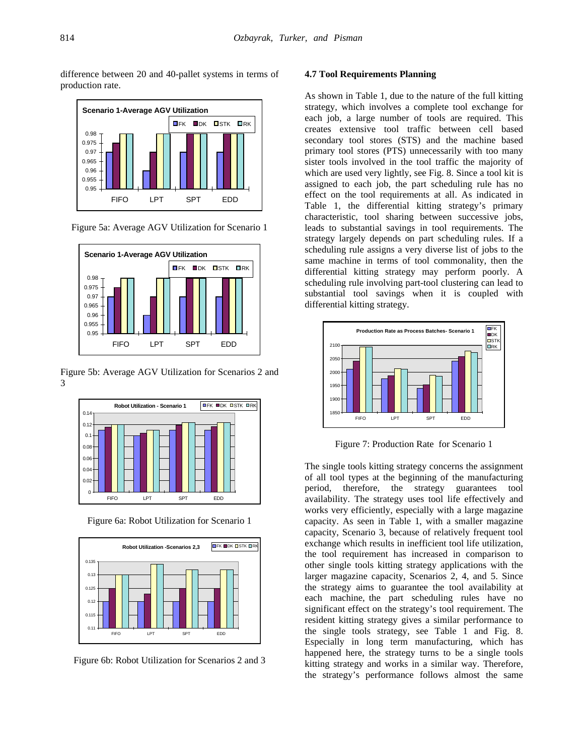difference between 20 and 40-pallet systems in terms of production rate.

Figure 5a: Average AGV Utilization for Scenario 1

Figure 5b: Average AGV Utilization for Scenarios 2 and 3

Figure 6a: Robot Utilization for Scenario 1

Figure 6b: Robot Utilization for Scenarios 2 and 3

### 4.7 Tool Requirements Planning

As shown in Table 1, due to the nature of the full kitting strategy, which involves a complete tool exchange for each job, a large number of tools are required. This creates extensive tool traffic between cell based secondary tool stores (STS) and the machine based primary tool stores (PTS) unnecessarily with too many sister tools involved in the tool traffic the majority of which are used very lightly, see Fig. 8. Since a tool kit is assigned to each job, the part scheduling rule has no effect on the tool requirements at all. As indicated in Table 1, the differential kitting strategy's primary characteristic, tool sharing between successive jobs, leads to substantial savings in tool requirements. The strategy largely depends on part scheduling rules. If a scheduling rule assigns a very diverse list of jobs to the same machine in terms of tool commonality, then the differential kitting strategy may perform poorly. A scheduling rule involving part-tool clustering can lead to substantial tool savings when it is coupled with differential kitting strategy.

Figure 7: Production Rate for Scenario 1

The single tools kitting strategy concerns the assignment of all tool types at the beginning of the manufacturing period, therefore, the strategy guarantees tool availability. The strategy uses tool life effectively and works very efficiently, especially with a large magazine capacity. As seen in Table 1, with a smaller magazine capacity, Scenario 3, because of relatively frequent tool exchange which results in inefficient tool life utilization, the tool requirement has increased in comparison to other single tools kitting strategy applications with the larger magazine capacity, Scenarios 2, 4, and 5. Since the strategy aims to guarantee the tool availability at each machine, the part scheduling rules have no significant effect on the strategy's tool requirement. The resident kitting strategy gives a similar performance to the single tools strategy, see Table 1 and Fig. 8. Especially in long term manufacturing, which has happened here, the strategy turns to be a single tools kitting strategy and works in a similar way. Therefore, the strategy's performance follows almost the same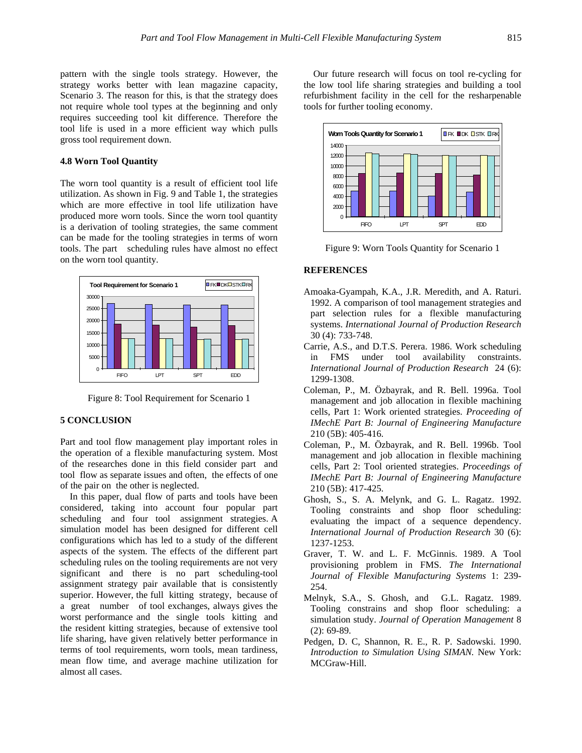pattern with the single tools strategy. However, the strategy works better with lean magazine capacity, Scenario 3. The reason for this, is that the strategy does not require whole tool types at the beginning and only requires succeeding tool kit difference. Therefore the tool life is used in a more efficient way which pulls gross tool requirement down.

### 4.8 Worn Tool Quantity

The worn tool quantity is a result of efficient tool life utilization. As shown in Fig. 9 and Table 1, the strategies which are more effective in tool life utilization have produced more worn tools. Since the worn tool quantity is a derivation of tooling strategies, the same comment can be made for the tooling strategies in terms of worn tools. The part scheduling rules have almost no effect on the worn tool quantity.

Figure 8: Tool Requirement for Scenario 1

## 5 CONCLUSION

Part and tool flow management play important roles in the operation of a flexible manufacturing system. Most of the researches done in this field consider part and tool flow as separate issues and often, the effects of one of the pair on the other is neglected.

In this paper, dual flow of parts and tools have been considered, taking into account four popular part scheduling and four tool assignment strategies. A simulation model has been designed for different cell configurations which has led to a study of the different aspects of the system. The effects of the different part scheduling rules on the tooling requirements are not very significant and there is no part scheduling-tool assignment strategy pair available that is consistently superior. However, the full kitting strategy, because of a great number of tool exchanges, always gives the worst performance and the single tools kitting and the resident kitting strategies, because of extensive tool life sharing, have given relatively better performance in terms of tool requirements, worn tools, mean tardiness, mean flow time, and average machine utilization for almost all cases.

Our future research will focus on tool re-cycling for the low tool life sharing strategies and building a tool refurbishment facility in the cell for the resharpenable tools for further tooling economy.

Figure 9: Worn Tools Quantity for Scenario 1

## REFERENCES

Amoaka-Gyampah, K.A., J.R. Meredith, and A. Raturi. 1992. A comparison of tool management strategies and part selection rules for a flexible manufacturing systems. *International Journal of Production Research* 30 (4): 733-748.

Carrie, A.S., and D.T.S. Perera. 1986. Work scheduling in FMS under tool availability constraints. *International Journal of Production Research* 24 (6): 1299-1308.

Coleman, P., M. Özbayrak, and R. Bell. 1996a. Tool management and job allocation in flexible machining cells, Part 1: Work oriented strategies. *Proceeding of IMechE Part B: Journal of Engineering Manufacture* 210 (5B): 405-416.

Coleman, P., M. Özbayrak, and R. Bell. 1996b. Tool management and job allocation in flexible machining cells, Part 2: Tool oriented strategies. *Proceedings of IMechE Part B: Journal of Engineering Manufacture* 210 (5B): 417-425.

Ghosh, S., S. A. Melynk, and G. L. Ragatz. 1992. Tooling constraints and shop floor scheduling: evaluating the impact of a sequence dependency. *International Journal of Production Research* 30 (6): 1237-1253.

Graver, T. W. and L. F. McGinnis. 1989. A Tool provisioning problem in FMS. *The International Journal of Flexible Manufacturing Systems* 1: 239-254.

Melnyk, S.A., S. Ghosh, and G.L. Ragatz. 1989. Tooling constrains and shop floor scheduling: a simulation study. *Journal of Operation Management* 8 (2): 69-89.

Pedgen, D. C, Shannon, R. E., R. P. Sadowski. 1990. *Introduction to Simulation Using SIMAN.* New York: MCGraw-Hill.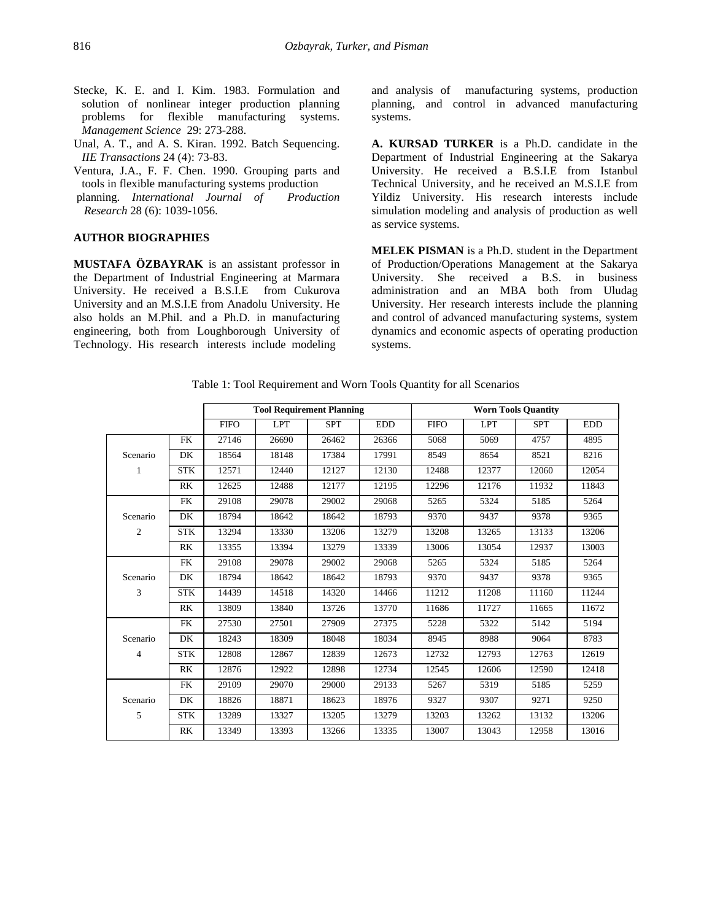Stecke, K. E. and I. Kim. 1983. Formulation and solution of nonlinear integer production planning problems for flexible manufacturing systems. *Management Science* 29: 273-288.

Unal, A. T., and A. S. Kiran. 1992. Batch Sequencing. *IIE Transactions* 24 (4): 73-83.

Ventura, J.A., F. F. Chen. 1990. Grouping parts and tools in flexible manufacturing systems production planning. *International Journal of Production Research* 28 (6): 1039-1056.

## AUTHOR BIOGRAPHIES

**MUSTAFA ÖZBAYRAK** is an assistant professor in the Department of Industrial Engineering at Marmara University. He received a B.S.I.E from Cukurova University and an M.S.I.E from Anadolu University. He also holds an M.Phil. and a Ph.D. in manufacturing engineering, both from Loughborough University of Technology. His research interests include modeling and analysis of manufacturing systems, production planning, and control in advanced manufacturing systems.

**A. KURSAD TURKER** is a Ph.D. candidate in the Department of Industrial Engineering at the Sakarya University. He received a B.S.I.E from Istanbul Technical University, and he received an M.S.I.E from Yildiz University. His research interests include simulation modeling and analysis of production as well as service systems.

**MELEK PISMAN** is a Ph.D. student in the Department of Production/Operations Management at the Sakarya University. She received a B.S. in business administration and an MBA both from Uludag University. Her research interests include the planning and control of advanced manufacturing systems, system dynamics and economic aspects of operating production systems.

Table 1: Tool Requirement and Worn Tools Quantity for all Scenarios

| | | Tool Requirement Planning | | | | Worn Tools Quantity | | | |
|---|---|---|---|---|---|---|---|---|---|
| | | FIFO | LPT | SPT | EDD | FIFO | LPT | SPT | EDD |
| Scenario 1 | FK | 27146 | 26690 | 26462 | 26366 | 5068 | 5069 | 4757 | 4895 |
| | DK | 18564 | 18148 | 17384 | 17991 | 8549 | 8654 | 8521 | 8216 |
| | STK | 12571 | 12440 | 12127 | 12130 | 12488 | 12377 | 12060 | 12054 |
| | RK | 12625 | 12488 | 12177 | 12195 | 12296 | 12176 | 11932 | 11843 |
| Scenario 2 | FK | 29108 | 29078 | 29002 | 29068 | 5265 | 5324 | 5185 | 5264 |
| | DK | 18794 | 18642 | 18642 | 18793 | 9370 | 9437 | 9378 | 9365 |
| | STK | 13294 | 13330 | 13206 | 13279 | 13208 | 13265 | 13133 | 13206 |
| | RK | 13355 | 13394 | 13279 | 13339 | 13006 | 13054 | 12937 | 13003 |
| Scenario 3 | FK | 29108 | 29078 | 29002 | 29068 | 5265 | 5324 | 5185 | 5264 |
| | DK | 18794 | 18642 | 18642 | 18793 | 9370 | 9437 | 9378 | 9365 |
| | STK | 14439 | 14518 | 14320 | 14466 | 11212 | 11208 | 11160 | 11244 |
| | RK | 13809 | 13840 | 13726 | 13770 | 11686 | 11727 | 11665 | 11672 |
| Scenario 4 | FK | 27530 | 27501 | 27909 | 27375 | 5228 | 5322 | 5142 | 5194 |
| | DK | 18243 | 18309 | 18048 | 18034 | 8945 | 8988 | 9064 | 8783 |
| | STK | 12808 | 12867 | 12839 | 12673 | 12732 | 12793 | 12763 | 12619 |
| | RK | 12876 | 12922 | 12898 | 12734 | 12545 | 12606 | 12590 | 12418 |
| Scenario 5 | FK | 29109 | 29070 | 29000 | 29133 | 5267 | 5319 | 5185 | 5259 |
| | DK | 18826 | 18871 | 18623 | 18976 | 9327 | 9307 | 9271 | 9250 |
| | STK | 13289 | 13327 | 13205 | 13279 | 13203 | 13262 | 13132 | 13206 |
| | RK | 13349 | 13393 | 13266 | 13335 | 13007 | 13043 | 12958 | 13016 |